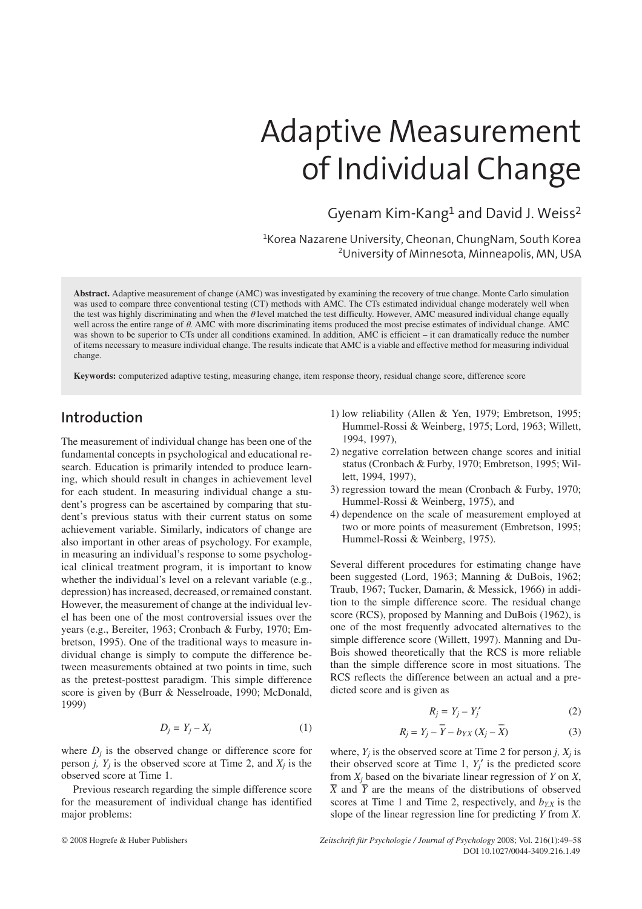# Adaptive Measurement of Individual Change

Gyenam Kim-Kang[1] and David J. Weiss[2]

[1]Korea Nazarene University, Cheonan, ChungNam, South Korea
[2]University of Minnesota, Minneapolis, MN, USA

**Abstract.** Adaptive measurement of change (AMC) was investigated by examining the recovery of true change. Monte Carlo simulation was used to compare three conventional testing (CT) methods with AMC. The CTs estimated individual change moderately well when the test was highly discriminating and when the $\theta$ level matched the test difficulty. However, AMC measured individual change equally well across the entire range of $\theta$. AMC with more discriminating items produced the most precise estimates of individual change. AMC was shown to be superior to CTs under all conditions examined. In addition, AMC is efficient – it can dramatically reduce the number of items necessary to measure individual change. The results indicate that AMC is a viable and effective method for measuring individual change.

**Keywords:** computerized adaptive testing, measuring change, item response theory, residual change score, difference score

## Introduction

The measurement of individual change has been one of the fundamental concepts in psychological and educational research. Education is primarily intended to produce learning, which should result in changes in achievement level for each student. In measuring individual change a student's progress can be ascertained by comparing that student's previous status with their current status on some achievement variable. Similarly, indicators of change are also important in other areas of psychology. For example, in measuring an individual's response to some psychological clinical treatment program, it is important to know whether the individual's level on a relevant variable (e.g., depression) has increased, decreased, or remained constant. However, the measurement of change at the individual level has been one of the most controversial issues over the years (e.g., Bereiter, 1963; Cronbach & Furby, 1970; Embretson, 1995). One of the traditional ways to measure individual change is simply to compute the difference between measurements obtained at two points in time, such as the pretest-posttest paradigm. This simple difference score is given by (Burr & Nesselroade, 1990; McDonald, 1999)

$$D_j = Y_j - X_j \tag{1}$$

where $D_j$ is the observed change or difference score for person $j$, $Y_j$ is the observed score at Time 2, and $X_j$ is the observed score at Time 1.

Previous research regarding the simple difference score for the measurement of individual change has identified major problems:

1) low reliability (Allen & Yen, 1979; Embretson, 1995; Hummel-Rossi & Weinberg, 1975; Lord, 1963; Willett, 1994, 1997),
2) negative correlation between change scores and initial status (Cronbach & Furby, 1970; Embretson, 1995; Willett, 1994, 1997),
3) regression toward the mean (Cronbach & Furby, 1970; Hummel-Rossi & Weinberg, 1975), and
4) dependence on the scale of measurement employed at two or more points of measurement (Embretson, 1995; Hummel-Rossi & Weinberg, 1975).

Several different procedures for estimating change have been suggested (Lord, 1963; Manning & DuBois, 1962; Traub, 1967; Tucker, Damarin, & Messick, 1966) in addition to the simple difference score. The residual change score (RCS), proposed by Manning and DuBois (1962), is one of the most frequently advocated alternatives to the simple difference score (Willett, 1997). Manning and DuBois showed theoretically that the RCS is more reliable than the simple difference score in most situations. The RCS reflects the difference between an actual and a predicted score and is given as

$$R_j = Y_j - Y_j' \tag{2}$$

$$R_j = Y_j - \overline{Y} - b_{Y.X}\,(X_j - \overline{X}) \tag{3}$$

where, $Y_j$ is the observed score at Time 2 for person $j$, $X_j$ is their observed score at Time 1, $Y_j'$ is the predicted score from $X_j$ based on the bivariate linear regression of $Y$ on $X$, $\overline{X}$ and $\overline{Y}$ are the means of the distributions of observed scores at Time 1 and Time 2, respectively, and $b_{Y.X}$ is the slope of the linear regression line for predicting $Y$ from $X$.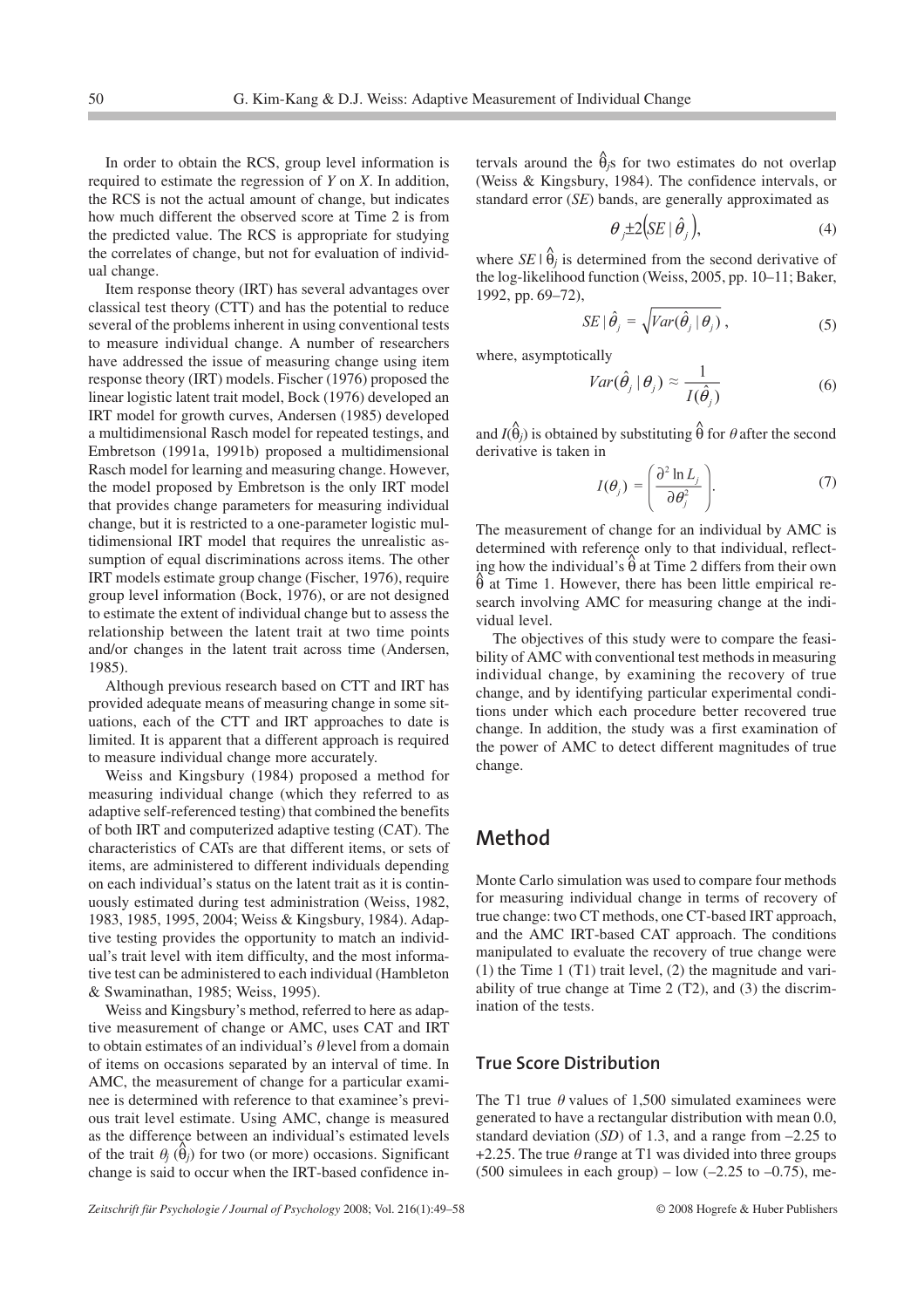In order to obtain the RCS, group level information is required to estimate the regression of $Y$ on $X$. In addition, the RCS is not the actual amount of change, but indicates how much different the observed score at Time 2 is from the predicted value. The RCS is appropriate for studying the correlates of change, but not for evaluation of individual change.

Item response theory (IRT) has several advantages over classical test theory (CTT) and has the potential to reduce several of the problems inherent in using conventional tests to measure individual change. A number of researchers have addressed the issue of measuring change using item response theory (IRT) models. Fischer (1976) proposed the linear logistic latent trait model, Bock (1976) developed an IRT model for growth curves, Andersen (1985) developed a multidimensional Rasch model for repeated testings, and Embretson (1991a, 1991b) proposed a multidimensional Rasch model for learning and measuring change. However, the model proposed by Embretson is the only IRT model that provides change parameters for measuring individual change, but it is restricted to a one-parameter logistic multidimensional IRT model that requires the unrealistic assumption of equal discriminations across items. The other IRT models estimate group change (Fischer, 1976), require group level information (Bock, 1976), or are not designed to estimate the extent of individual change but to assess the relationship between the latent trait at two time points and/or changes in the latent trait across time (Andersen, 1985).

Although previous research based on CTT and IRT has provided adequate means of measuring change in some situations, each of the CTT and IRT approaches to date is limited. It is apparent that a different approach is required to measure individual change more accurately.

Weiss and Kingsbury (1984) proposed a method for measuring individual change (which they referred to as adaptive self-referenced testing) that combined the benefits of both IRT and computerized adaptive testing (CAT). The characteristics of CATs are that different items, or sets of items, are administered to different individuals depending on each individual's status on the latent trait as it is continuously estimated during test administration (Weiss, 1982, 1983, 1985, 1995, 2004; Weiss & Kingsbury, 1984). Adaptive testing provides the opportunity to match an individual's trait level with item difficulty, and the most informative test can be administered to each individual (Hambleton & Swaminathan, 1985; Weiss, 1995).

Weiss and Kingsbury's method, referred to here as adaptive measurement of change or AMC, uses CAT and IRT to obtain estimates of an individual's $\theta$ level from a domain of items on occasions separated by an interval of time. In AMC, the measurement of change for a particular examinee is determined with reference to that examinee's previous trait level estimate. Using AMC, change is measured as the difference between an individual's estimated levels of the trait $\theta_j$ ($\hat{\theta}_j$) for two (or more) occasions. Significant change is said to occur when the IRT-based confidence intervals around the $\hat{\theta}_j$s for two estimates do not overlap (Weiss & Kingsbury, 1984). The confidence intervals, or standard error ($SE$) bands, are generally approximated as

$$\theta_j \pm 2\left(SE \mid \hat{\theta}_j\right), \tag{4}$$

where $SE \mid \hat{\theta}_j$ is determined from the second derivative of the log-likelihood function (Weiss, 2005, pp. 10–11; Baker, 1992, pp. 69–72),

$$SE \mid \hat{\theta}_j = \sqrt{Var(\hat{\theta}_j \mid \theta_j)}, \tag{5}$$

where, asymptotically

$$Var(\hat{\theta}_j \mid \theta_j) \approx \frac{1}{I(\hat{\theta}_j)} \tag{6}$$

and $I(\hat{\theta}_j)$ is obtained by substituting $\hat{\theta}$ for $\theta$ after the second derivative is taken in

$$I(\theta_j) = \left(\frac{\partial^2 \ln L_j}{\partial \theta_j^2}\right). \tag{7}$$

The measurement of change for an individual by AMC is determined with reference only to that individual, reflecting how the individual's $\hat{\theta}$ at Time 2 differs from their own $\hat{\theta}$ at Time 1. However, there has been little empirical research involving AMC for measuring change at the individual level.

The objectives of this study were to compare the feasibility of AMC with conventional test methods in measuring individual change, by examining the recovery of true change, and by identifying particular experimental conditions under which each procedure better recovered true change. In addition, the study was a first examination of the power of AMC to detect different magnitudes of true change.

## Method

Monte Carlo simulation was used to compare four methods for measuring individual change in terms of recovery of true change: two CT methods, one CT-based IRT approach, and the AMC IRT-based CAT approach. The conditions manipulated to evaluate the recovery of true change were (1) the Time 1 (T1) trait level, (2) the magnitude and variability of true change at Time 2 (T2), and (3) the discrimination of the tests.

### True Score Distribution

The T1 true $\theta$ values of 1,500 simulated examinees were generated to have a rectangular distribution with mean 0.0, standard deviation ($SD$) of 1.3, and a range from –2.25 to +2.25. The true $\theta$ range at T1 was divided into three groups (500 simulees in each group) – low (–2.25 to –0.75), me-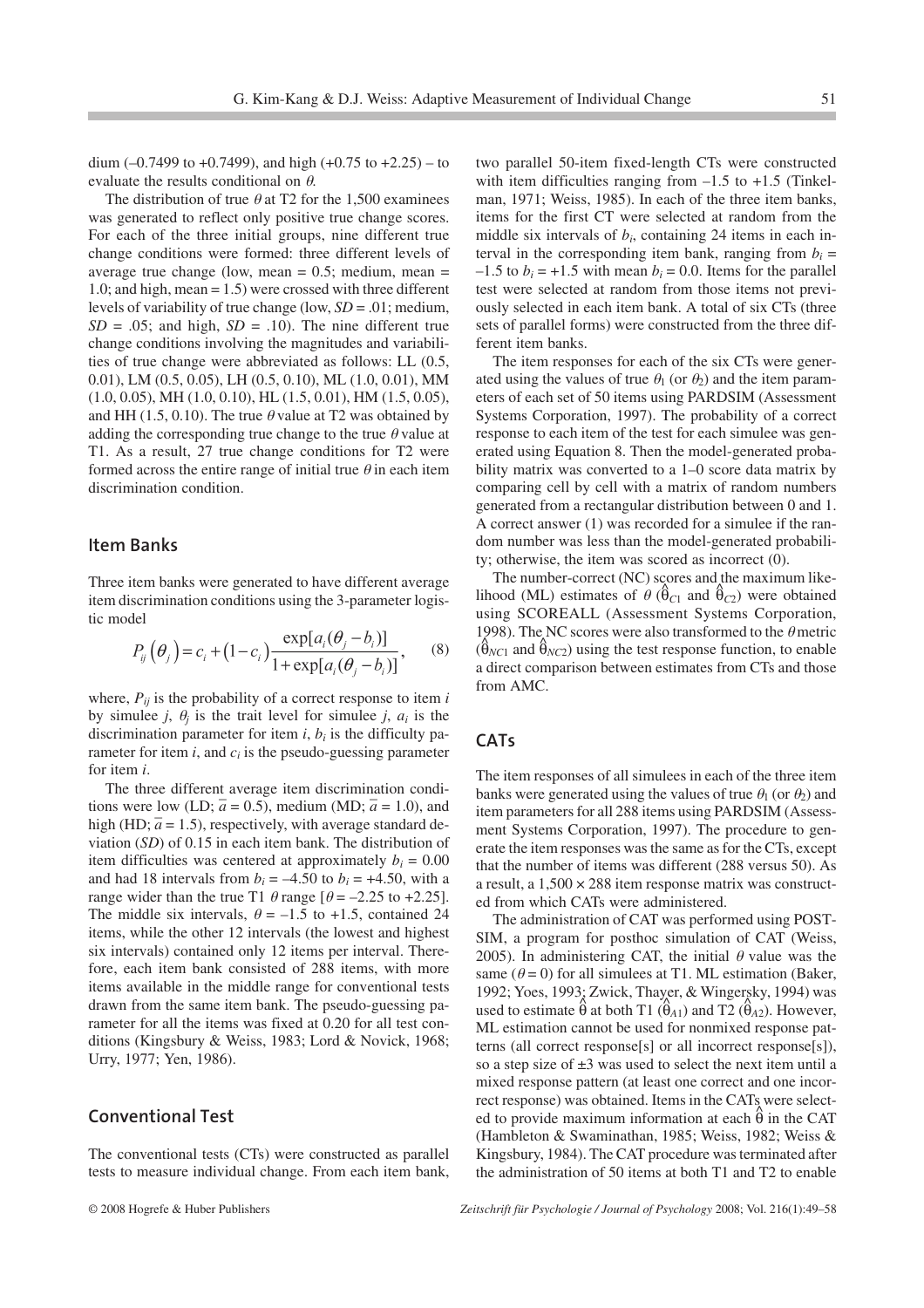dium (–0.7499 to +0.7499), and high (+0.75 to +2.25) – to evaluate the results conditional on $\theta$.

The distribution of true $\theta$ at T2 for the 1,500 examinees was generated to reflect only positive true change scores. For each of the three initial groups, nine different true change conditions were formed: three different levels of average true change (low, mean = 0.5; medium, mean = 1.0; and high, mean = 1.5) were crossed with three different levels of variability of true change (low, $SD$ = .01; medium, $SD$ = .05; and high, $SD$ = .10). The nine different true change conditions involving the magnitudes and variabilities of true change were abbreviated as follows: LL (0.5, 0.01), LM (0.5, 0.05), LH (0.5, 0.10), ML (1.0, 0.01), MM (1.0, 0.05), MH (1.0, 0.10), HL (1.5, 0.01), HM (1.5, 0.05), and HH (1.5, 0.10). The true $\theta$ value at T2 was obtained by adding the corresponding true change to the true $\theta$ value at T1. As a result, 27 true change conditions for T2 were formed across the entire range of initial true $\theta$ in each item discrimination condition.

## Item Banks

Three item banks were generated to have different average item discrimination conditions using the 3-parameter logistic model

$$P_{ij}\left(\theta_j\right) = c_i + \left(1 - c_i\right)\frac{\exp[a_i(\theta_j - b_i)]}{1 + \exp[a_i(\theta_j - b_i)]}, \qquad (8)$$

where, $P_{ij}$ is the probability of a correct response to item $i$ by simulee $j$, $\theta_j$ is the trait level for simulee $j$, $a_i$ is the discrimination parameter for item $i$, $b_i$ is the difficulty parameter for item $i$, and $c_i$ is the pseudo-guessing parameter for item $i$.

The three different average item discrimination conditions were low (LD; $\bar{a} = 0.5$), medium (MD; $\bar{a} = 1.0$), and high (HD; $\bar{a} = 1.5$), respectively, with average standard deviation ($SD$) of 0.15 in each item bank. The distribution of item difficulties was centered at approximately $b_i = 0.00$ and had 18 intervals from $b_i = -4.50$ to $b_i = +4.50$, with a range wider than the true T1 $\theta$ range [$\theta = -2.25$ to $+2.25$]. The middle six intervals, $\theta = -1.5$ to $+1.5$, contained 24 items, while the other 12 intervals (the lowest and highest six intervals) contained only 12 items per interval. Therefore, each item bank consisted of 288 items, with more items available in the middle range for conventional tests drawn from the same item bank. The pseudo-guessing parameter for all the items was fixed at 0.20 for all test conditions (Kingsbury & Weiss, 1983; Lord & Novick, 1968; Urry, 1977; Yen, 1986).

## Conventional Test

The conventional tests (CTs) were constructed as parallel tests to measure individual change. From each item bank, two parallel 50-item fixed-length CTs were constructed with item difficulties ranging from –1.5 to +1.5 (Tinkelman, 1971; Weiss, 1985). In each of the three item banks, items for the first CT were selected at random from the middle six intervals of $b_i$, containing 24 items in each interval in the corresponding item bank, ranging from $b_i = -1.5$ to $b_i = +1.5$ with mean $b_i = 0.0$. Items for the parallel test were selected at random from those items not previously selected in each item bank. A total of six CTs (three sets of parallel forms) were constructed from the three different item banks.

The item responses for each of the six CTs were generated using the values of true $\theta_1$ (or $\theta_2$) and the item parameters of each set of 50 items using PARDSIM (Assessment Systems Corporation, 1997). The probability of a correct response to each item of the test for each simulee was generated using Equation 8. Then the model-generated probability matrix was converted to a 1–0 score data matrix by comparing cell by cell with a matrix of random numbers generated from a rectangular distribution between 0 and 1. A correct answer (1) was recorded for a simulee if the random number was less than the model-generated probability; otherwise, the item was scored as incorrect (0).

The number-correct (NC) scores and the maximum likelihood (ML) estimates of $\theta$ ($\hat{\theta}_{C1}$ and $\hat{\theta}_{C2}$) were obtained using SCOREALL (Assessment Systems Corporation, 1998). The NC scores were also transformed to the $\theta$ metric ($\hat{\theta}_{NC1}$ and $\hat{\theta}_{NC2}$) using the test response function, to enable a direct comparison between estimates from CTs and those from AMC.

## CATs

The item responses of all simulees in each of the three item banks were generated using the values of true $\theta_1$ (or $\theta_2$) and item parameters for all 288 items using PARDSIM (Assessment Systems Corporation, 1997). The procedure to generate the item responses was the same as for the CTs, except that the number of items was different (288 versus 50). As a result, a 1,500 × 288 item response matrix was constructed from which CATs were administered.

The administration of CAT was performed using POSTSIM, a program for posthoc simulation of CAT (Weiss, 2005). In administering CAT, the initial $\theta$ value was the same ($\theta = 0$) for all simulees at T1. ML estimation (Baker, 1992; Yoes, 1993; Zwick, Thayer, & Wingersky, 1994) was used to estimate $\hat{\theta}$ at both T1 ($\hat{\theta}_{A1}$) and T2 ($\hat{\theta}_{A2}$). However, ML estimation cannot be used for nonmixed response patterns (all correct response[s] or all incorrect response[s]), so a step size of ±3 was used to select the next item until a mixed response pattern (at least one correct and one incorrect response) was obtained. Items in the CATs were selected to provide maximum information at each $\hat{\theta}$ in the CAT (Hambleton & Swaminathan, 1985; Weiss, 1982; Weiss & Kingsbury, 1984). The CAT procedure was terminated after the administration of 50 items at both T1 and T2 to enable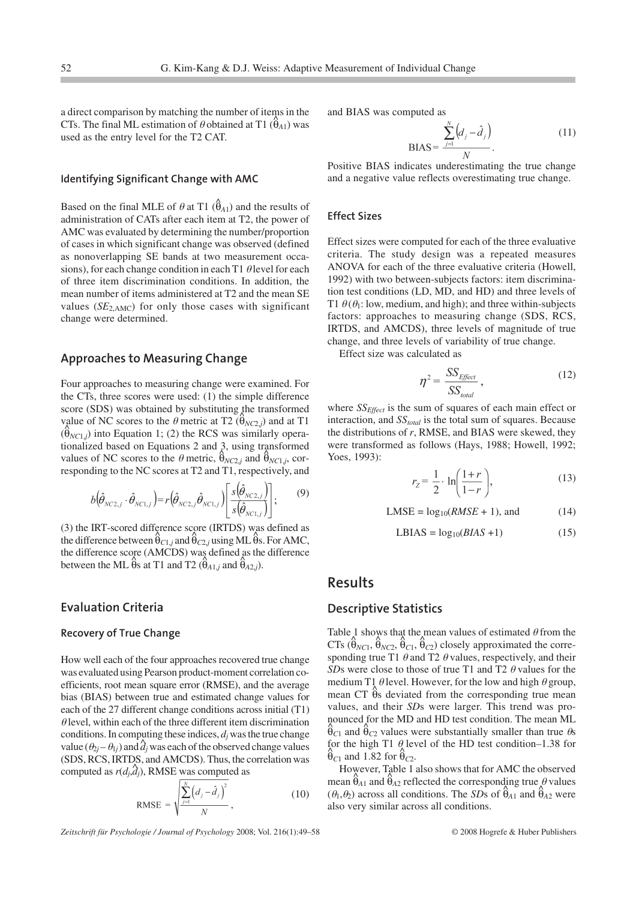a direct comparison by matching the number of items in the CTs. The final ML estimation of $\theta$ obtained at T1 ($\hat{\theta}_{A1}$) was used as the entry level for the T2 CAT.

### Identifying Significant Change with AMC

Based on the final MLE of $\theta$ at T1 ($\hat{\theta}_{A1}$) and the results of administration of CATs after each item at T2, the power of AMC was evaluated by determining the number/proportion of cases in which significant change was observed (defined as nonoverlapping SE bands at two measurement occasions), for each change condition in each T1 $\theta$ level for each of three item discrimination conditions. In addition, the mean number of items administered at T2 and the mean SE values ($SE_{2,\text{AMC}}$) for only those cases with significant change were determined.

## Approaches to Measuring Change

Four approaches to measuring change were examined. For the CTs, three scores were used: (1) the simple difference score (SDS) was obtained by substituting the transformed value of NC scores to the $\theta$ metric at T2 ($\hat{\theta}_{NC2,j}$) and at T1 ($\hat{\theta}_{NC1,j}$) into Equation 1; (2) the RCS was similarly operationalized based on Equations 2 and 3, using transformed values of NC scores to the $\theta$ metric, $\hat{\theta}_{NC2,j}$ and $\hat{\theta}_{NC1,j}$, corresponding to the NC scores at T2 and T1, respectively, and

$$b\left(\hat{\theta}_{NC2,j} \cdot \hat{\theta}_{NC1,j}\right) = r\left(\hat{\theta}_{NC2,j}\hat{\theta}_{NC1,j}\right)\left[\frac{s\left(\hat{\theta}_{NC2,j}\right)}{s\left(\hat{\theta}_{NC1,j}\right)}\right]; \tag{9}$$

(3) the IRT-scored difference score (IRTDS) was defined as the difference between $\hat{\theta}_{C1,j}$ and $\hat{\theta}_{C2,j}$ using ML $\hat{\theta}$s. For AMC, the difference score (AMCDS) was defined as the difference between the ML $\hat{\theta}$s at T1 and T2 ($\hat{\theta}_{A1,j}$ and $\hat{\theta}_{A2,j}$).

## Evaluation Criteria

### Recovery of True Change

How well each of the four approaches recovered true change was evaluated using Pearson product-moment correlation coefficients, root mean square error (RMSE), and the average bias (BIAS) between true and estimated change values for each of the 27 different change conditions across initial (T1) $\theta$ level, within each of the three different item discrimination conditions. In computing these indices, $d_j$ was the true change value ($\theta_{2j} - \theta_{1j}$) and $\hat{d}_j$ was each of the observed change values (SDS, RCS, IRTDS, and AMCDS). Thus, the correlation was computed as $r(d_j,\hat{d}_j)$, RMSE was computed as

$$\text{RMSE} = \sqrt{\frac{\sum_{j=1}^{N}\left(d_j - \hat{d}_j\right)^2}{N}}, \tag{10}$$

and BIAS was computed as

$$\text{BIAS} = \frac{\sum_{j=1}^{N}\left(d_j - \hat{d}_j\right)}{N}. \tag{11}$$

Positive BIAS indicates underestimating the true change and a negative value reflects overestimating true change.

### Effect Sizes

Effect sizes were computed for each of the three evaluative criteria. The study design was a repeated measures ANOVA for each of the three evaluative criteria (Howell, 1992) with two between-subjects factors: item discrimination test conditions (LD, MD, and HD) and three levels of T1 $\theta$ ($\theta_1$: low, medium, and high); and three within-subjects factors: approaches to measuring change (SDS, RCS, IRTDS, and AMCDS), three levels of magnitude of true change, and three levels of variability of true change.

Effect size was calculated as

$$\eta^2 = \frac{SS_{Effect}}{SS_{total}}, \tag{12}$$

where $SS_{Effect}$ is the sum of squares of each main effect or interaction, and $SS_{total}$ is the total sum of squares. Because the distributions of $r$, RMSE, and BIAS were skewed, they were transformed as follows (Hays, 1988; Howell, 1992; Yoes, 1993):

$$r_Z = \frac{1}{2} \cdot \ln\left(\frac{1+r}{1-r}\right), \tag{13}$$

$$\text{LMSE} = \log_{10}(RMSE + 1), \text{ and} \tag{14}$$

$$\text{LBIAS} = \log_{10}(BIAS + 1) \tag{15}$$

# Results

## Descriptive Statistics

Table 1 shows that the mean values of estimated $\theta$ from the CTs ($\hat{\theta}_{NC1}$, $\hat{\theta}_{NC2}$, $\hat{\theta}_{C1}$, $\hat{\theta}_{C2}$) closely approximated the corresponding true T1 $\theta$ and T2 $\theta$ values, respectively, and their $SD$s were close to those of true T1 and T2 $\theta$ values for the medium T1 $\theta$ level. However, for the low and high $\theta$ group, mean CT $\hat{\theta}$s deviated from the corresponding true mean values, and their $SD$s were larger. This trend was pronounced for the MD and HD test condition. The mean ML $\hat{\theta}_{C1}$ and $\hat{\theta}_{C2}$ values were substantially smaller than true $\theta$s for the high T1 $\theta$ level of the HD test condition–1.38 for $\hat{\theta}_{C1}$ and 1.82 for $\hat{\theta}_{C2}$.

However, Table 1 also shows that for AMC the observed mean $\hat{\theta}_{A1}$ and $\hat{\theta}_{A2}$ reflected the corresponding true $\theta$ values ($\theta_1$,$\theta_2$) across all conditions. The $SD$s of $\hat{\theta}_{A1}$ and $\hat{\theta}_{A2}$ were also very similar across all conditions.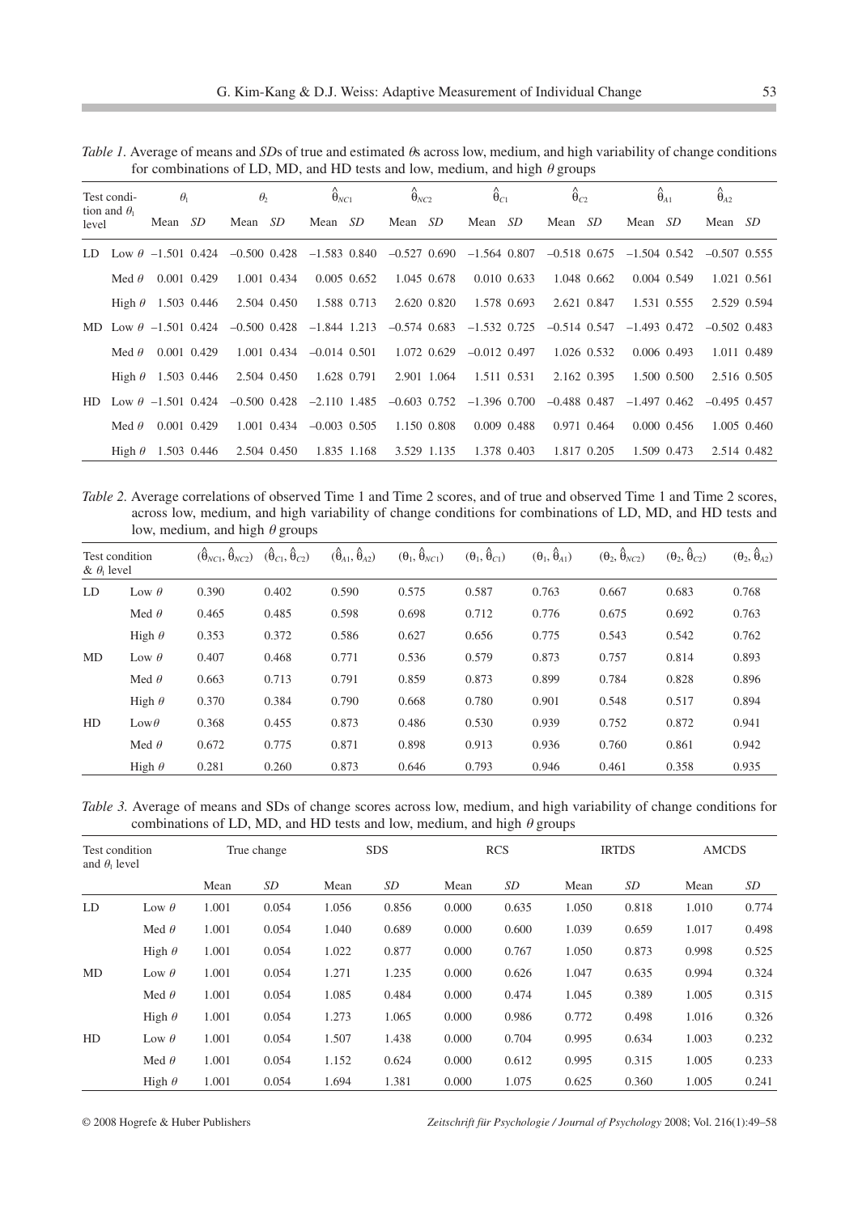*Table 1.* Average of means and *SD*s of true and estimated $\theta$s across low, medium, and high variability of change conditions for combinations of LD, MD, and HD tests and low, medium, and high $\theta$ groups

| Test condition and $\theta_1$ level | | $\theta_1$ | | $\theta_2$ | | $\hat{\theta}_{NC1}$ | | $\hat{\theta}_{NC2}$ | | $\hat{\theta}_{C1}$ | | $\hat{\theta}_{C2}$ | | $\hat{\theta}_{A1}$ | | $\hat{\theta}_{A2}$ | |
|---|---|---|---|---|---|---|---|---|---|---|---|---|---|---|---|---|---|
| | | Mean | *SD* | Mean | *SD* | Mean | *SD* | Mean | *SD* | Mean | *SD* | Mean | *SD* | Mean | *SD* | Mean | *SD* |
| LD | Low $\theta$ | –1.501 | 0.424 | –0.500 | 0.428 | –1.583 | 0.840 | –0.527 | 0.690 | –1.564 | 0.807 | –0.518 | 0.675 | –1.504 | 0.542 | –0.507 | 0.555 |
| | Med $\theta$ | 0.001 | 0.429 | 1.001 | 0.434 | 0.005 | 0.652 | 1.045 | 0.678 | 0.010 | 0.633 | 1.048 | 0.662 | 0.004 | 0.549 | 1.021 | 0.561 |
| | High $\theta$ | 1.503 | 0.446 | 2.504 | 0.450 | 1.588 | 0.713 | 2.620 | 0.820 | 1.578 | 0.693 | 2.621 | 0.847 | 1.531 | 0.555 | 2.529 | 0.594 |
| MD | Low $\theta$ | –1.501 | 0.424 | –0.500 | 0.428 | –1.844 | 1.213 | –0.574 | 0.683 | –1.532 | 0.725 | –0.514 | 0.547 | –1.493 | 0.472 | –0.502 | 0.483 |
| | Med $\theta$ | 0.001 | 0.429 | 1.001 | 0.434 | –0.014 | 0.501 | 1.072 | 0.629 | –0.012 | 0.497 | 1.026 | 0.532 | 0.006 | 0.493 | 1.011 | 0.489 |
| | High $\theta$ | 1.503 | 0.446 | 2.504 | 0.450 | 1.628 | 0.791 | 2.901 | 1.064 | 1.511 | 0.531 | 2.162 | 0.395 | 1.500 | 0.500 | 2.516 | 0.505 |
| HD | Low $\theta$ | –1.501 | 0.424 | –0.500 | 0.428 | –2.110 | 1.485 | –0.603 | 0.752 | –1.396 | 0.700 | –0.488 | 0.487 | –1.497 | 0.462 | –0.495 | 0.457 |
| | Med $\theta$ | 0.001 | 0.429 | 1.001 | 0.434 | –0.003 | 0.505 | 1.150 | 0.808 | 0.009 | 0.488 | 0.971 | 0.464 | 0.000 | 0.456 | 1.005 | 0.460 |
| | High $\theta$ | 1.503 | 0.446 | 2.504 | 0.450 | 1.835 | 1.168 | 3.529 | 1.135 | 1.378 | 0.403 | 1.817 | 0.205 | 1.509 | 0.473 | 2.514 | 0.482 |

*Table 2.* Average correlations of observed Time 1 and Time 2 scores, and of true and observed Time 1 and Time 2 scores, across low, medium, and high variability of change conditions for combinations of LD, MD, and HD tests and low, medium, and high $\theta$ groups

| Test condition & $\theta_1$ level | | $(\hat{\theta}_{NC1}, \hat{\theta}_{NC2})$ | $(\hat{\theta}_{C1}, \hat{\theta}_{C2})$ | $(\hat{\theta}_{A1}, \hat{\theta}_{A2})$ | $(\theta_1, \hat{\theta}_{NC1})$ | $(\theta_1, \hat{\theta}_{C1})$ | $(\theta_1, \hat{\theta}_{A1})$ | $(\theta_2, \hat{\theta}_{NC2})$ | $(\theta_2, \hat{\theta}_{C2})$ | $(\theta_2, \hat{\theta}_{A2})$ |
|---|---|---|---|---|---|---|---|---|---|---|
| LD | Low $\theta$ | 0.390 | 0.402 | 0.590 | 0.575 | 0.587 | 0.763 | 0.667 | 0.683 | 0.768 |
| | Med $\theta$ | 0.465 | 0.485 | 0.598 | 0.698 | 0.712 | 0.776 | 0.675 | 0.692 | 0.763 |
| | High $\theta$ | 0.353 | 0.372 | 0.586 | 0.627 | 0.656 | 0.775 | 0.543 | 0.542 | 0.762 |
| MD | Low $\theta$ | 0.407 | 0.468 | 0.771 | 0.536 | 0.579 | 0.873 | 0.757 | 0.814 | 0.893 |
| | Med $\theta$ | 0.663 | 0.713 | 0.791 | 0.859 | 0.873 | 0.899 | 0.784 | 0.828 | 0.896 |
| | High $\theta$ | 0.370 | 0.384 | 0.790 | 0.668 | 0.780 | 0.901 | 0.548 | 0.517 | 0.894 |
| HD | Low $\theta$ | 0.368 | 0.455 | 0.873 | 0.486 | 0.530 | 0.939 | 0.752 | 0.872 | 0.941 |
| | Med $\theta$ | 0.672 | 0.775 | 0.871 | 0.898 | 0.913 | 0.936 | 0.760 | 0.861 | 0.942 |
| | High $\theta$ | 0.281 | 0.260 | 0.873 | 0.646 | 0.793 | 0.946 | 0.461 | 0.358 | 0.935 |

*Table 3.* Average of means and SDs of change scores across low, medium, and high variability of change conditions for combinations of LD, MD, and HD tests and low, medium, and high $\theta$ groups

| Test condition and $\theta_1$ level | | True change | | SDS | | RCS | | IRTDS | | AMCDS | |
|---|---|---|---|---|---|---|---|---|---|---|---|
| | | Mean | *SD* | Mean | *SD* | Mean | *SD* | Mean | *SD* | Mean | *SD* |
| LD | Low $\theta$ | 1.001 | 0.054 | 1.056 | 0.856 | 0.000 | 0.635 | 1.050 | 0.818 | 1.010 | 0.774 |
| | Med $\theta$ | 1.001 | 0.054 | 1.040 | 0.689 | 0.000 | 0.600 | 1.039 | 0.659 | 1.017 | 0.498 |
| | High $\theta$ | 1.001 | 0.054 | 1.022 | 0.877 | 0.000 | 0.767 | 1.050 | 0.873 | 0.998 | 0.525 |
| MD | Low $\theta$ | 1.001 | 0.054 | 1.271 | 1.235 | 0.000 | 0.626 | 1.047 | 0.635 | 0.994 | 0.324 |
| | Med $\theta$ | 1.001 | 0.054 | 1.085 | 0.484 | 0.000 | 0.474 | 1.045 | 0.389 | 1.005 | 0.315 |
| | High $\theta$ | 1.001 | 0.054 | 1.273 | 1.065 | 0.000 | 0.986 | 0.772 | 0.498 | 1.016 | 0.326 |
| HD | Low $\theta$ | 1.001 | 0.054 | 1.507 | 1.438 | 0.000 | 0.704 | 0.995 | 0.634 | 1.003 | 0.232 |
| | Med $\theta$ | 1.001 | 0.054 | 1.152 | 0.624 | 0.000 | 0.612 | 0.995 | 0.315 | 1.005 | 0.233 |
| | High $\theta$ | 1.001 | 0.054 | 1.694 | 1.381 | 0.000 | 1.075 | 0.625 | 0.360 | 1.005 | 0.241 |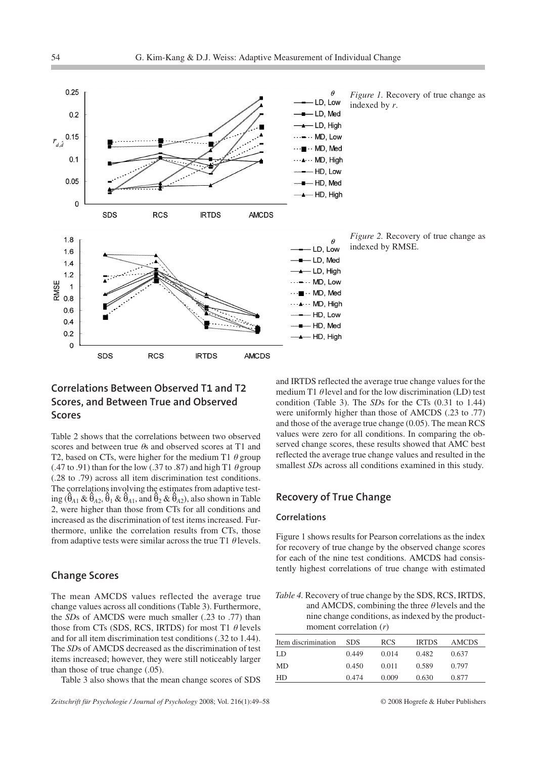*Figure 1.* Recovery of true change as indexed by *r*.

*Figure 2.* Recovery of true change as indexed by RMSE.

## Correlations Between Observed T1 and T2 Scores, and Between True and Observed Scores

Table 2 shows that the correlations between two observed scores and between true $\theta$s and observed scores at T1 and T2, based on CTs, were higher for the medium T1 $\theta$ group (.47 to .91) than for the low (.37 to .87) and high T1 $\theta$ group (.28 to .79) across all item discrimination test conditions. The correlations involving the estimates from adaptive testing ($\hat{\theta}_{A1}$ & $\hat{\theta}_{A2}$, $\hat{\theta}_1$ & $\hat{\theta}_{A1}$, and $\hat{\theta}_2$ & $\hat{\theta}_{A2}$), also shown in Table 2, were higher than those from CTs for all conditions and increased as the discrimination of test items increased. Furthermore, unlike the correlation results from CTs, those from adaptive tests were similar across the true T1 $\theta$ levels.

## Change Scores

The mean AMCDS values reflected the average true change values across all conditions (Table 3). Furthermore, the *SD*s of AMCDS were much smaller (.23 to .77) than those from CTs (SDS, RCS, IRTDS) for most T1 $\theta$ levels and for all item discrimination test conditions (.32 to 1.44). The *SD*s of AMCDS decreased as the discrimination of test items increased; however, they were still noticeably larger than those of true change (.05).

Table 3 also shows that the mean change scores of SDS and IRTDS reflected the average true change values for the medium T1 $\theta$ level and for the low discrimination (LD) test condition (Table 3). The *SD*s for the CTs (0.31 to 1.44) were uniformly higher than those of AMCDS (.23 to .77) and those of the average true change (0.05). The mean RCS values were zero for all conditions. In comparing the observed change scores, these results showed that AMC best reflected the average true change values and resulted in the smallest *SD*s across all conditions examined in this study.

## Recovery of True Change

### Correlations

Figure 1 shows results for Pearson correlations as the index for recovery of true change by the observed change scores for each of the nine test conditions. AMCDS had consistently highest correlations of true change with estimated

*Table 4.* Recovery of true change by the SDS, RCS, IRTDS, and AMCDS, combining the three $\theta$ levels and the nine change conditions, as indexed by the product-moment correlation (*r*)

| Item discrimination | SDS | RCS | IRTDS | AMCDS |
|---|---|---|---|---|
| LD | 0.449 | 0.014 | 0.482 | 0.637 |
| MD | 0.450 | 0.011 | 0.589 | 0.797 |
| HD | 0.474 | 0.009 | 0.630 | 0.877 |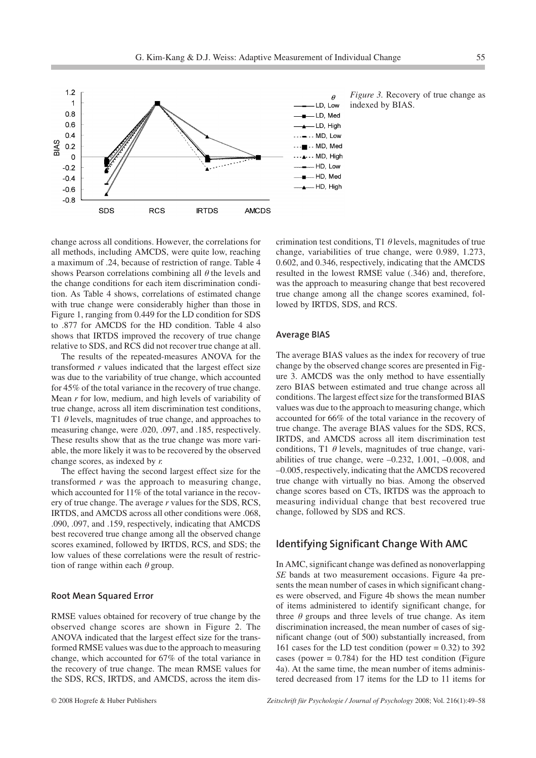*Figure 3.* Recovery of true change as indexed by BIAS.

change across all conditions. However, the correlations for all methods, including AMCDS, were quite low, reaching a maximum of .24, because of restriction of range. Table 4 shows Pearson correlations combining all $\theta$ the levels and the change conditions for each item discrimination condition. As Table 4 shows, correlations of estimated change with true change were considerably higher than those in Figure 1, ranging from 0.449 for the LD condition for SDS to .877 for AMCDS for the HD condition. Table 4 also shows that IRTDS improved the recovery of true change relative to SDS, and RCS did not recover true change at all.

The results of the repeated-measures ANOVA for the transformed $r$ values indicated that the largest effect size was due to the variability of true change, which accounted for 45% of the total variance in the recovery of true change. Mean $r$ for low, medium, and high levels of variability of true change, across all item discrimination test conditions, T1 $\theta$ levels, magnitudes of true change, and approaches to measuring change, were .020, .097, and .185, respectively. These results show that as the true change was more variable, the more likely it was to be recovered by the observed change scores, as indexed by $r$.

The effect having the second largest effect size for the transformed $r$ was the approach to measuring change, which accounted for 11% of the total variance in the recovery of true change. The average $r$ values for the SDS, RCS, IRTDS, and AMCDS across all other conditions were .068, .090, .097, and .159, respectively, indicating that AMCDS best recovered true change among all the observed change scores examined, followed by IRTDS, RCS, and SDS; the low values of these correlations were the result of restriction of range within each $\theta$ group.

### Root Mean Squared Error

RMSE values obtained for recovery of true change by the observed change scores are shown in Figure 2. The ANOVA indicated that the largest effect size for the transformed RMSE values was due to the approach to measuring change, which accounted for 67% of the total variance in the recovery of true change. The mean RMSE values for the SDS, RCS, IRTDS, and AMCDS, across the item discrimination test conditions, T1 $\theta$ levels, magnitudes of true change, variabilities of true change, were 0.989, 1.273, 0.602, and 0.346, respectively, indicating that the AMCDS resulted in the lowest RMSE value (.346) and, therefore, was the approach to measuring change that best recovered true change among all the change scores examined, followed by IRTDS, SDS, and RCS.

### Average BIAS

The average BIAS values as the index for recovery of true change by the observed change scores are presented in Figure 3. AMCDS was the only method to have essentially zero BIAS between estimated and true change across all conditions. The largest effect size for the transformed BIAS values was due to the approach to measuring change, which accounted for 66% of the total variance in the recovery of true change. The average BIAS values for the SDS, RCS, IRTDS, and AMCDS across all item discrimination test conditions, T1 $\theta$ levels, magnitudes of true change, variabilities of true change, were –0.232, 1.001, –0.008, and –0.005, respectively, indicating that the AMCDS recovered true change with virtually no bias. Among the observed change scores based on CTs, IRTDS was the approach to measuring individual change that best recovered true change, followed by SDS and RCS.

## Identifying Significant Change With AMC

In AMC, significant change was defined as nonoverlapping *SE* bands at two measurement occasions. Figure 4a presents the mean number of cases in which significant changes were observed, and Figure 4b shows the mean number of items administered to identify significant change, for three $\theta$ groups and three levels of true change. As item discrimination increased, the mean number of cases of significant change (out of 500) substantially increased, from 161 cases for the LD test condition (power = 0.32) to 392 cases (power = 0.784) for the HD test condition (Figure 4a). At the same time, the mean number of items administered decreased from 17 items for the LD to 11 items for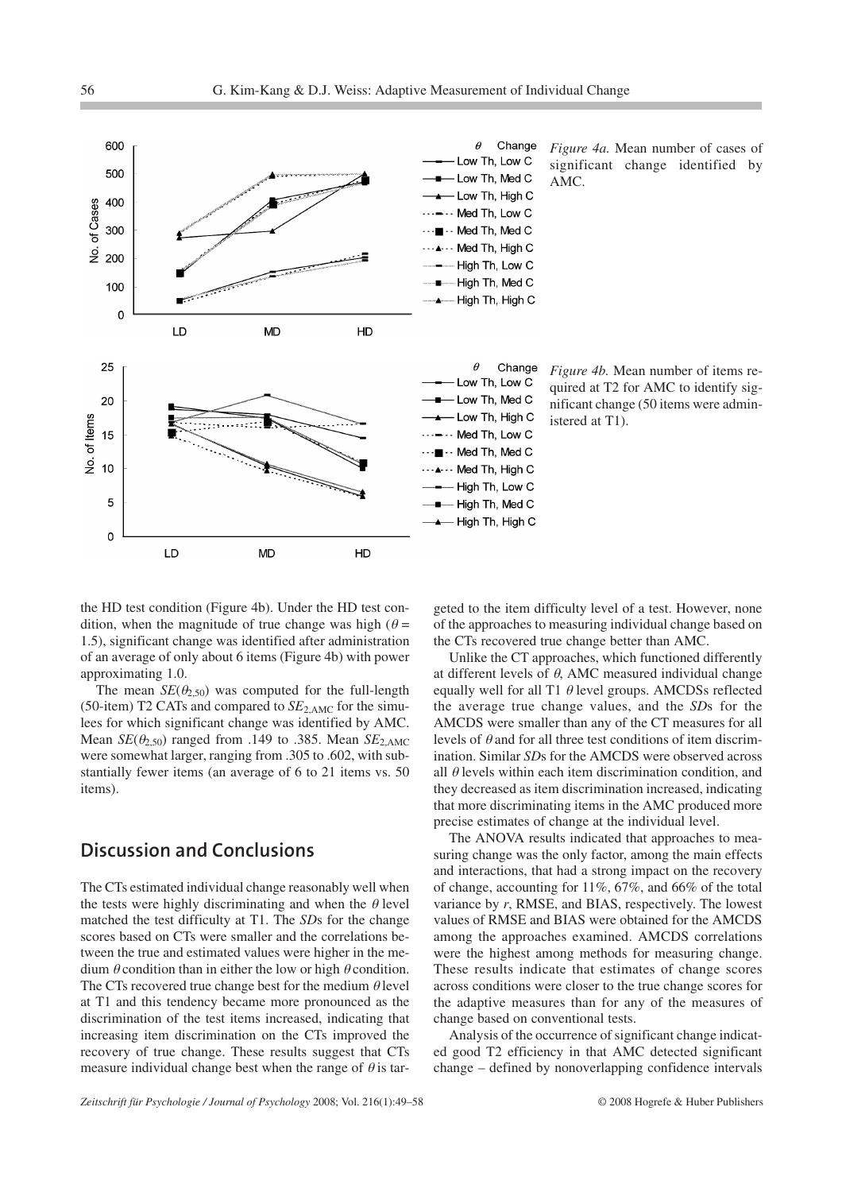*Figure 4a.* Mean number of cases of significant change identified by AMC.

*Figure 4b.* Mean number of items required at T2 for AMC to identify significant change (50 items were administered at T1).

the HD test condition (Figure 4b). Under the HD test condition, when the magnitude of true change was high ($\theta$ = 1.5), significant change was identified after administration of an average of only about 6 items (Figure 4b) with power approximating 1.0.

The mean $SE(\theta_{2,50})$ was computed for the full-length (50-item) T2 CATs and compared to $SE_{2,\text{AMC}}$ for the simulees for which significant change was identified by AMC. Mean $SE(\theta_{2,50})$ ranged from .149 to .385. Mean $SE_{2,\text{AMC}}$ were somewhat larger, ranging from .305 to .602, with substantially fewer items (an average of 6 to 21 items vs. 50 items).

## Discussion and Conclusions

The CTs estimated individual change reasonably well when the tests were highly discriminating and when the $\theta$ level matched the test difficulty at T1. The *SD*s for the change scores based on CTs were smaller and the correlations between the true and estimated values were higher in the medium $\theta$ condition than in either the low or high $\theta$ condition. The CTs recovered true change best for the medium $\theta$ level at T1 and this tendency became more pronounced as the discrimination of the test items increased, indicating that increasing item discrimination on the CTs improved the recovery of true change. These results suggest that CTs measure individual change best when the range of $\theta$ is targeted to the item difficulty level of a test. However, none of the approaches to measuring individual change based on the CTs recovered true change better than AMC.

Unlike the CT approaches, which functioned differently at different levels of $\theta$, AMC measured individual change equally well for all T1 $\theta$ level groups. AMCDSs reflected the average true change values, and the *SD*s for the AMCDS were smaller than any of the CT measures for all levels of $\theta$ and for all three test conditions of item discrimination. Similar *SD*s for the AMCDS were observed across all $\theta$ levels within each item discrimination condition, and they decreased as item discrimination increased, indicating that more discriminating items in the AMC produced more precise estimates of change at the individual level.

The ANOVA results indicated that approaches to measuring change was the only factor, among the main effects and interactions, that had a strong impact on the recovery of change, accounting for 11%, 67%, and 66% of the total variance by *r*, RMSE, and BIAS, respectively. The lowest values of RMSE and BIAS were obtained for the AMCDS among the approaches examined. AMCDS correlations were the highest among methods for measuring change. These results indicate that estimates of change scores across conditions were closer to the true change scores for the adaptive measures than for any of the measures of change based on conventional tests.

Analysis of the occurrence of significant change indicated good T2 efficiency in that AMC detected significant change – defined by nonoverlapping confidence intervals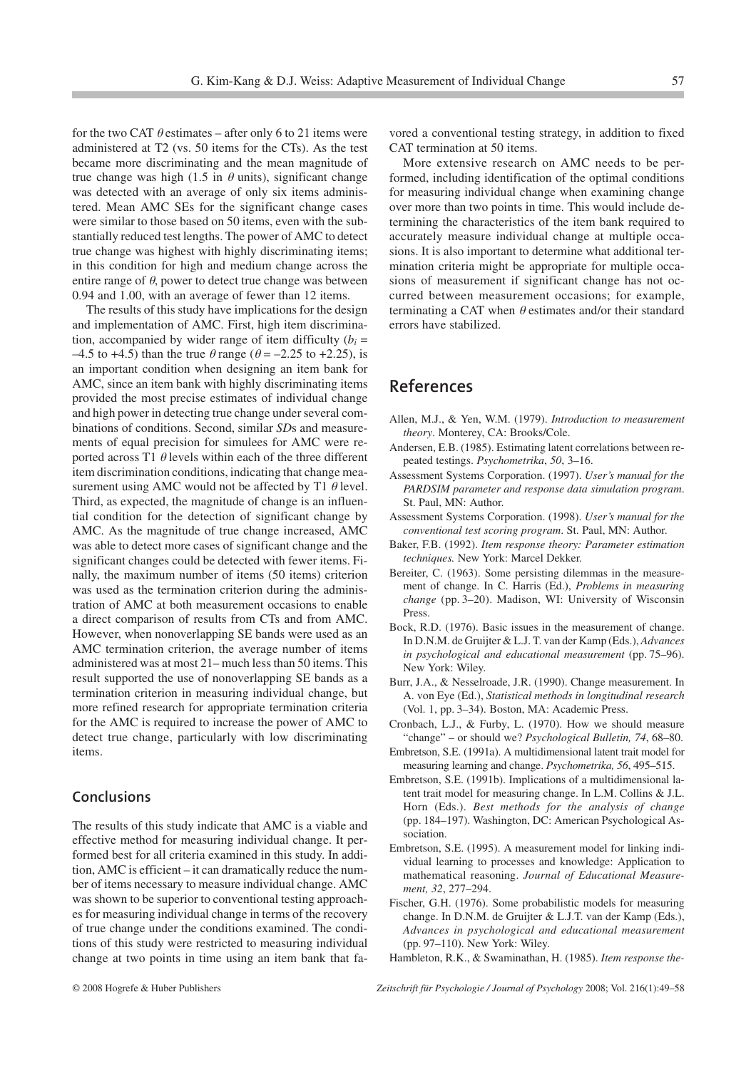for the two CAT $\theta$ estimates – after only 6 to 21 items were administered at T2 (vs. 50 items for the CTs). As the test became more discriminating and the mean magnitude of true change was high (1.5 in $\theta$ units), significant change was detected with an average of only six items administered. Mean AMC SEs for the significant change cases were similar to those based on 50 items, even with the substantially reduced test lengths. The power of AMC to detect true change was highest with highly discriminating items; in this condition for high and medium change across the entire range of $\theta$, power to detect true change was between 0.94 and 1.00, with an average of fewer than 12 items.

The results of this study have implications for the design and implementation of AMC. First, high item discrimination, accompanied by wider range of item difficulty ($b_i$ = –4.5 to +4.5) than the true $\theta$ range ($\theta$ = –2.25 to +2.25), is an important condition when designing an item bank for AMC, since an item bank with highly discriminating items provided the most precise estimates of individual change and high power in detecting true change under several combinations of conditions. Second, similar *SD*s and measurements of equal precision for simulees for AMC were reported across T1 $\theta$ levels within each of the three different item discrimination conditions, indicating that change measurement using AMC would not be affected by T1 $\theta$ level. Third, as expected, the magnitude of change is an influential condition for the detection of significant change by AMC. As the magnitude of true change increased, AMC was able to detect more cases of significant change and the significant changes could be detected with fewer items. Finally, the maximum number of items (50 items) criterion was used as the termination criterion during the administration of AMC at both measurement occasions to enable a direct comparison of results from CTs and from AMC. However, when nonoverlapping SE bands were used as an AMC termination criterion, the average number of items administered was at most 21– much less than 50 items. This result supported the use of nonoverlapping SE bands as a termination criterion in measuring individual change, but more refined research for appropriate termination criteria for the AMC is required to increase the power of AMC to detect true change, particularly with low discriminating items.

## Conclusions

The results of this study indicate that AMC is a viable and effective method for measuring individual change. It performed best for all criteria examined in this study. In addition, AMC is efficient – it can dramatically reduce the number of items necessary to measure individual change. AMC was shown to be superior to conventional testing approaches for measuring individual change in terms of the recovery of true change under the conditions examined. The conditions of this study were restricted to measuring individual change at two points in time using an item bank that favored a conventional testing strategy, in addition to fixed CAT termination at 50 items.

More extensive research on AMC needs to be performed, including identification of the optimal conditions for measuring individual change when examining change over more than two points in time. This would include determining the characteristics of the item bank required to accurately measure individual change at multiple occasions. It is also important to determine what additional termination criteria might be appropriate for multiple occasions of measurement if significant change has not occurred between measurement occasions; for example, terminating a CAT when $\theta$ estimates and/or their standard errors have stabilized.

## References

Allen, M.J., & Yen, W.M. (1979). *Introduction to measurement theory*. Monterey, CA: Brooks/Cole.

Andersen, E.B. (1985). Estimating latent correlations between repeated testings. *Psychometrika*, *50*, 3–16.

Assessment Systems Corporation. (1997). *User's manual for the PARDSIM parameter and response data simulation program*. St. Paul, MN: Author.

Assessment Systems Corporation. (1998). *User's manual for the conventional test scoring program*. St. Paul, MN: Author.

Baker, F.B. (1992). *Item response theory: Parameter estimation techniques.* New York: Marcel Dekker.

Bereiter, C. (1963). Some persisting dilemmas in the measurement of change. In C. Harris (Ed.), *Problems in measuring change* (pp. 3–20). Madison, WI: University of Wisconsin Press.

Bock, R.D. (1976). Basic issues in the measurement of change. In D.N.M. de Gruijter & L.J. T. van der Kamp (Eds.), *Advances in psychological and educational measurement* (pp. 75–96). New York: Wiley.

Burr, J.A., & Nesselroade, J.R. (1990). Change measurement. In A. von Eye (Ed.), *Statistical methods in longitudinal research* (Vol. 1, pp. 3–34). Boston, MA: Academic Press.

Cronbach, L.J., & Furby, L. (1970). How we should measure "change" – or should we? *Psychological Bulletin, 74*, 68–80.

Embretson, S.E. (1991a). A multidimensional latent trait model for measuring learning and change. *Psychometrika, 56*, 495–515.

Embretson, S.E. (1991b). Implications of a multidimensional latent trait model for measuring change. In L.M. Collins & J.L. Horn (Eds.). *Best methods for the analysis of change* (pp. 184–197). Washington, DC: American Psychological Association.

Embretson, S.E. (1995). A measurement model for linking individual learning to processes and knowledge: Application to mathematical reasoning. *Journal of Educational Measurement, 32*, 277–294.

Fischer, G.H. (1976). Some probabilistic models for measuring change. In D.N.M. de Gruijter & L.J.T. van der Kamp (Eds.), *Advances in psychological and educational measurement* (pp. 97–110). New York: Wiley.

Hambleton, R.K., & Swaminathan, H. (1985). *Item response the-*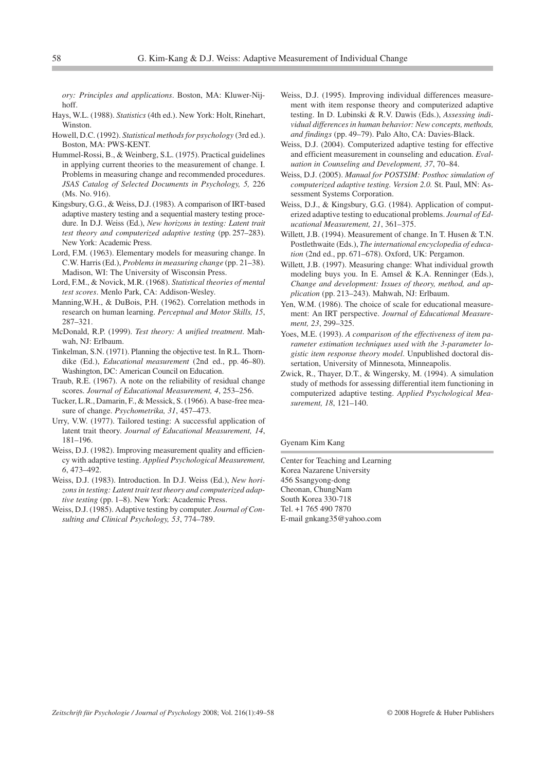*ory: Principles and applications*. Boston, MA: Kluwer-Nijhoff.

Hays, W.L. (1988). *Statistics* (4th ed.). New York: Holt, Rinehart, Winston.

Howell, D.C. (1992). *Statistical methods for psychology* (3rd ed.). Boston, MA: PWS-KENT.

Hummel-Rossi, B., & Weinberg, S.L. (1975). Practical guidelines in applying current theories to the measurement of change. I. Problems in measuring change and recommended procedures. *JSAS Catalog of Selected Documents in Psychology, 5,* 226 (Ms. No. 916).

Kingsbury, G.G., & Weiss, D.J. (1983). A comparison of IRT-based adaptive mastery testing and a sequential mastery testing procedure. In D.J. Weiss (Ed.), *New horizons in testing: Latent trait test theory and computerized adaptive testing* (pp. 257–283). New York: Academic Press.

Lord, F.M. (1963). Elementary models for measuring change. In C.W. Harris (Ed.), *Problems in measuring change* (pp. 21–38). Madison, WI: The University of Wisconsin Press.

Lord, F.M., & Novick, M.R. (1968). *Statistical theories of mental test scores*. Menlo Park, CA: Addison-Wesley.

Manning,W.H., & DuBois, P.H. (1962). Correlation methods in research on human learning. *Perceptual and Motor Skills, 15*, 287–321.

McDonald, R.P. (1999). *Test theory: A unified treatment*. Mahwah, NJ: Erlbaum.

Tinkelman, S.N. (1971). Planning the objective test. In R.L. Thorndike (Ed.), *Educational measurement* (2nd ed., pp. 46–80). Washington, DC: American Council on Education.

Traub, R.E. (1967). A note on the reliability of residual change scores. *Journal of Educational Measurement, 4*, 253–256.

Tucker, L.R., Damarin, F., & Messick, S. (1966). A base-free measure of change. *Psychometrika, 31*, 457–473.

Urry, V.W. (1977). Tailored testing: A successful application of latent trait theory. *Journal of Educational Measurement, 14*, 181–196.

Weiss, D.J. (1982). Improving measurement quality and efficiency with adaptive testing. *Applied Psychological Measurement, 6*, 473–492.

Weiss, D.J. (1983). Introduction. In D.J. Weiss (Ed.), *New horizons in testing: Latent trait test theory and computerized adaptive testing* (pp. 1–8). New York: Academic Press.

Weiss, D.J. (1985). Adaptive testing by computer. *Journal of Consulting and Clinical Psychology, 53*, 774–789.

Weiss, D.J. (1995). Improving individual differences measurement with item response theory and computerized adaptive testing. In D. Lubinski & R.V. Dawis (Eds.), *Assessing individual differences in human behavior: New concepts, methods, and findings* (pp. 49–79). Palo Alto, CA: Davies-Black.

Weiss, D.J. (2004). Computerized adaptive testing for effective and efficient measurement in counseling and education. *Evaluation in Counseling and Development, 37*, 70–84.

Weiss, D.J. (2005). *Manual for POSTSIM: Posthoc simulation of computerized adaptive testing. Version 2.0.* St. Paul, MN: Assessment Systems Corporation.

Weiss, D.J., & Kingsbury, G.G. (1984). Application of computerized adaptive testing to educational problems. *Journal of Educational Measurement, 21*, 361–375.

Willett, J.B. (1994). Measurement of change. In T. Husen & T.N. Postlethwaite (Eds.), *The international encyclopedia of education* (2nd ed., pp. 671–678). Oxford, UK: Pergamon.

Willett, J.B. (1997). Measuring change: What individual growth modeling buys you. In E. Amsel & K.A. Renninger (Eds.), *Change and development: Issues of theory, method, and application* (pp. 213–243). Mahwah, NJ: Erlbaum.

Yen, W.M. (1986). The choice of scale for educational measurement: An IRT perspective. *Journal of Educational Measurement, 23*, 299–325.

Yoes, M.E. (1993). *A comparison of the effectiveness of item parameter estimation techniques used with the 3-parameter logistic item response theory model*. Unpublished doctoral dissertation, University of Minnesota, Minneapolis.

Zwick, R., Thayer, D.T., & Wingersky, M. (1994). A simulation study of methods for assessing differential item functioning in computerized adaptive testing. *Applied Psychological Measurement, 18*, 121–140.

Gyenam Kim Kang

Center for Teaching and Learning
Korea Nazarene University
456 Ssangyong-dong
Cheonan, ChungNam
South Korea 330-718
Tel. +1 765 490 7870
E-mail gnkang35@yahoo.com